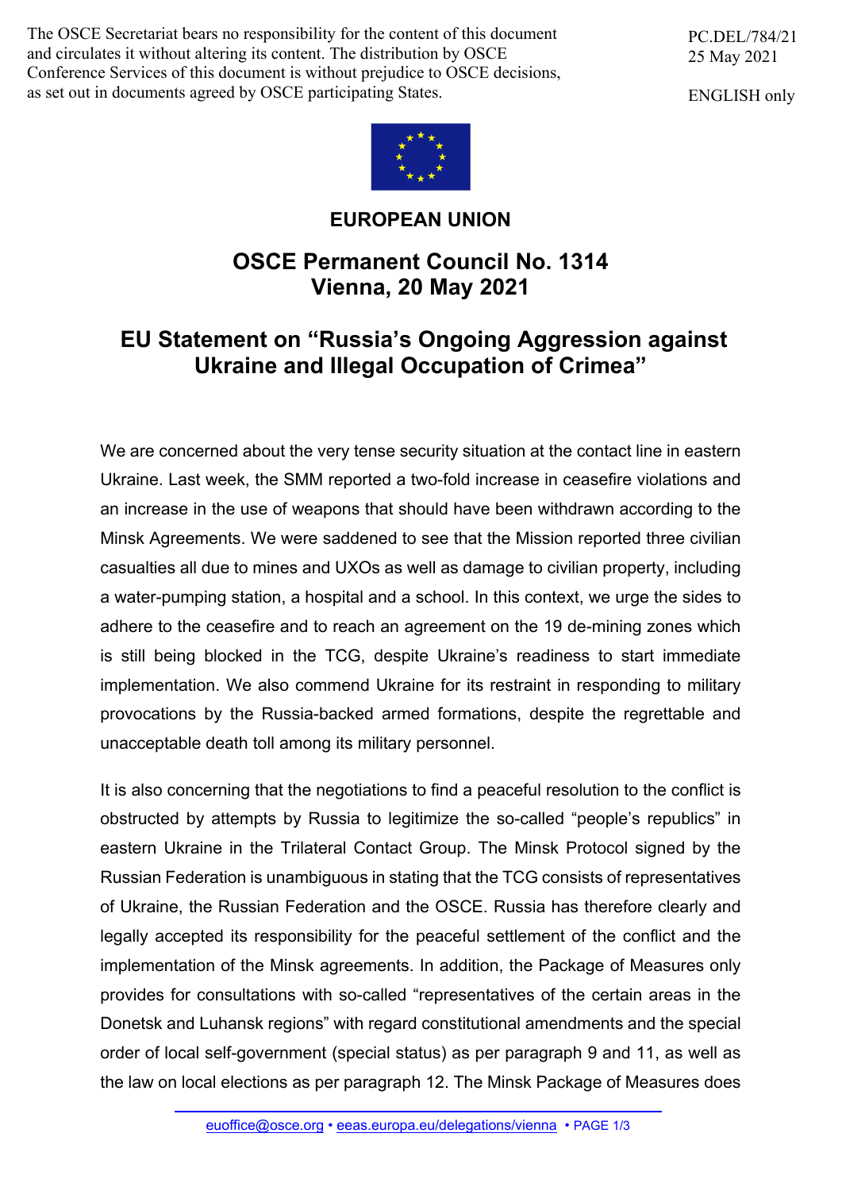The OSCE Secretariat bears no responsibility for the content of this document and circulates it without altering its content. The distribution by OSCE Conference Services of this document is without prejudice to OSCE decisions, as set out in documents agreed by OSCE participating States.

PC.DEL/784/21
25 May 2021

ENGLISH only

**EUROPEAN UNION**

## OSCE Permanent Council No. 1314
## Vienna, 20 May 2021

# EU Statement on "Russia's Ongoing Aggression against Ukraine and Illegal Occupation of Crimea"

We are concerned about the very tense security situation at the contact line in eastern Ukraine. Last week, the SMM reported a two-fold increase in ceasefire violations and an increase in the use of weapons that should have been withdrawn according to the Minsk Agreements. We were saddened to see that the Mission reported three civilian casualties all due to mines and UXOs as well as damage to civilian property, including a water-pumping station, a hospital and a school. In this context, we urge the sides to adhere to the ceasefire and to reach an agreement on the 19 de-mining zones which is still being blocked in the TCG, despite Ukraine's readiness to start immediate implementation. We also commend Ukraine for its restraint in responding to military provocations by the Russia-backed armed formations, despite the regrettable and unacceptable death toll among its military personnel.

It is also concerning that the negotiations to find a peaceful resolution to the conflict is obstructed by attempts by Russia to legitimize the so-called "people's republics" in eastern Ukraine in the Trilateral Contact Group. The Minsk Protocol signed by the Russian Federation is unambiguous in stating that the TCG consists of representatives of Ukraine, the Russian Federation and the OSCE. Russia has therefore clearly and legally accepted its responsibility for the peaceful settlement of the conflict and the implementation of the Minsk agreements. In addition, the Package of Measures only provides for consultations with so-called "representatives of the certain areas in the Donetsk and Luhansk regions" with regard constitutional amendments and the special order of local self-government (special status) as per paragraph 9 and 11, as well as the law on local elections as per paragraph 12. The Minsk Package of Measures does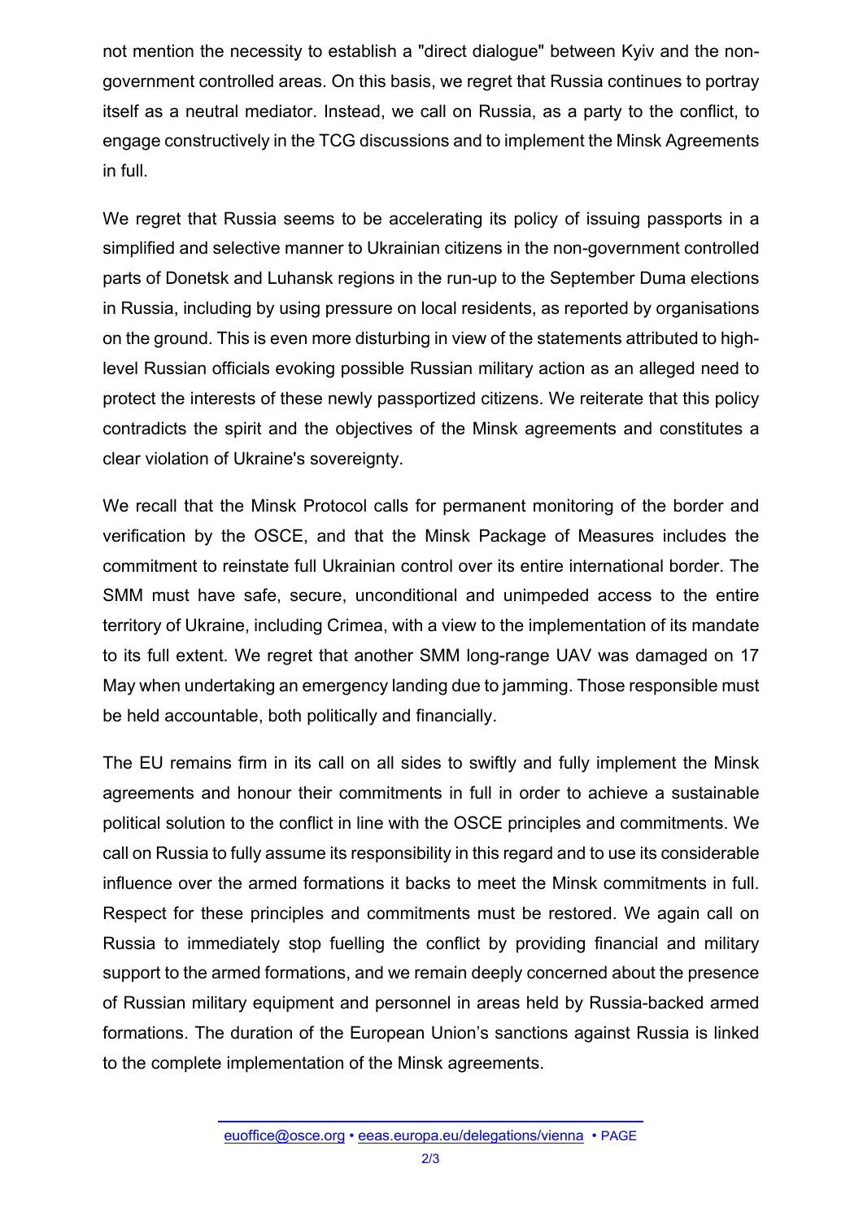not mention the necessity to establish a "direct dialogue" between Kyiv and the non-government controlled areas. On this basis, we regret that Russia continues to portray itself as a neutral mediator. Instead, we call on Russia, as a party to the conflict, to engage constructively in the TCG discussions and to implement the Minsk Agreements in full.

We regret that Russia seems to be accelerating its policy of issuing passports in a simplified and selective manner to Ukrainian citizens in the non-government controlled parts of Donetsk and Luhansk regions in the run-up to the September Duma elections in Russia, including by using pressure on local residents, as reported by organisations on the ground. This is even more disturbing in view of the statements attributed to high-level Russian officials evoking possible Russian military action as an alleged need to protect the interests of these newly passportized citizens. We reiterate that this policy contradicts the spirit and the objectives of the Minsk agreements and constitutes a clear violation of Ukraine's sovereignty.

We recall that the Minsk Protocol calls for permanent monitoring of the border and verification by the OSCE, and that the Minsk Package of Measures includes the commitment to reinstate full Ukrainian control over its entire international border. The SMM must have safe, secure, unconditional and unimpeded access to the entire territory of Ukraine, including Crimea, with a view to the implementation of its mandate to its full extent. We regret that another SMM long-range UAV was damaged on 17 May when undertaking an emergency landing due to jamming. Those responsible must be held accountable, both politically and financially.

The EU remains firm in its call on all sides to swiftly and fully implement the Minsk agreements and honour their commitments in full in order to achieve a sustainable political solution to the conflict in line with the OSCE principles and commitments. We call on Russia to fully assume its responsibility in this regard and to use its considerable influence over the armed formations it backs to meet the Minsk commitments in full. Respect for these principles and commitments must be restored. We again call on Russia to immediately stop fuelling the conflict by providing financial and military support to the armed formations, and we remain deeply concerned about the presence of Russian military equipment and personnel in areas held by Russia-backed armed formations. The duration of the European Union's sanctions against Russia is linked to the complete implementation of the Minsk agreements.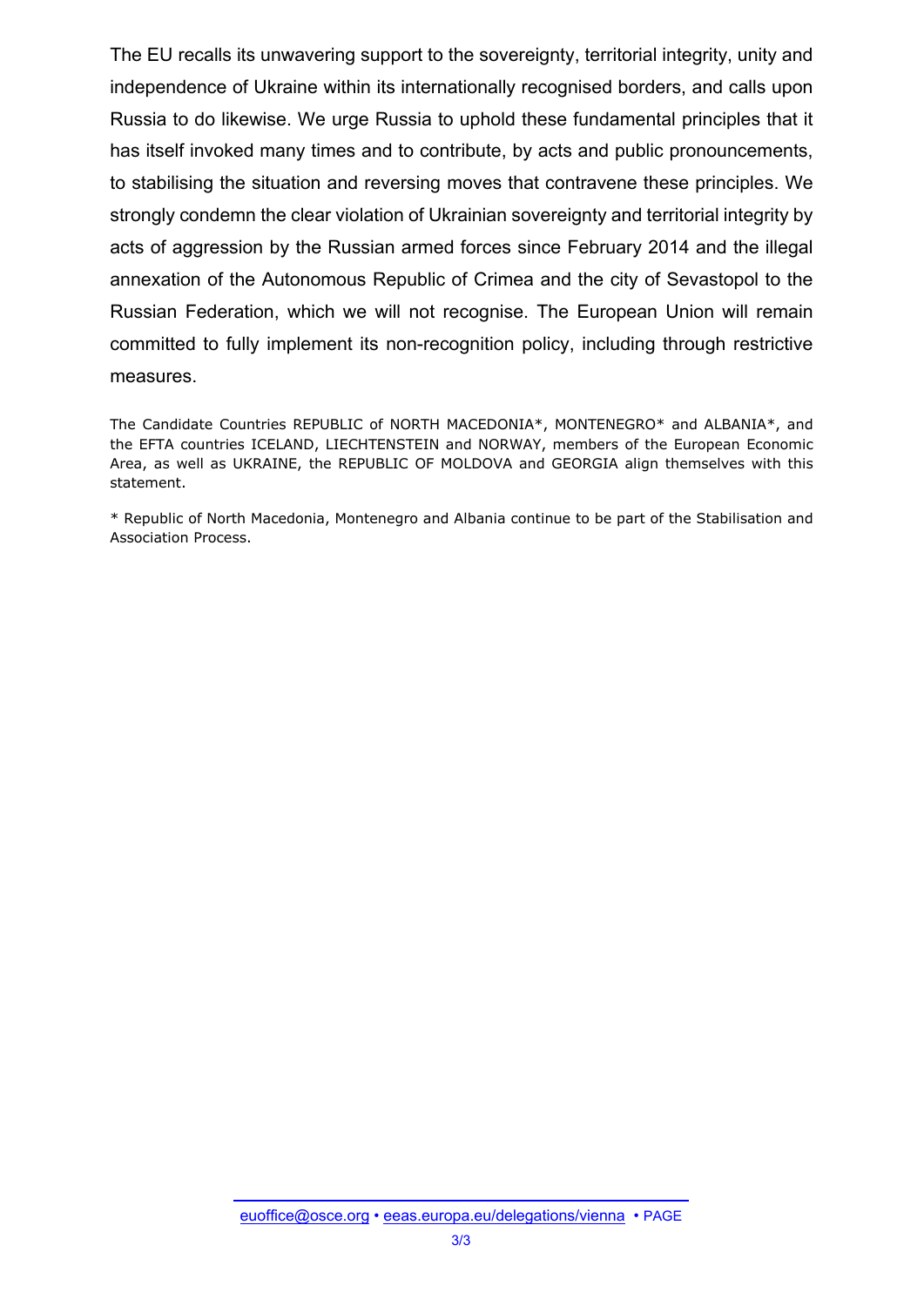The EU recalls its unwavering support to the sovereignty, territorial integrity, unity and independence of Ukraine within its internationally recognised borders, and calls upon Russia to do likewise. We urge Russia to uphold these fundamental principles that it has itself invoked many times and to contribute, by acts and public pronouncements, to stabilising the situation and reversing moves that contravene these principles. We strongly condemn the clear violation of Ukrainian sovereignty and territorial integrity by acts of aggression by the Russian armed forces since February 2014 and the illegal annexation of the Autonomous Republic of Crimea and the city of Sevastopol to the Russian Federation, which we will not recognise. The European Union will remain committed to fully implement its non-recognition policy, including through restrictive measures.

The Candidate Countries REPUBLIC of NORTH MACEDONIA*, MONTENEGRO* and ALBANIA*, and the EFTA countries ICELAND, LIECHTENSTEIN and NORWAY, members of the European Economic Area, as well as UKRAINE, the REPUBLIC OF MOLDOVA and GEORGIA align themselves with this statement.

* Republic of North Macedonia, Montenegro and Albania continue to be part of the Stabilisation and Association Process.

euoffice@osce.org • eeas.europa.eu/delegations/vienna